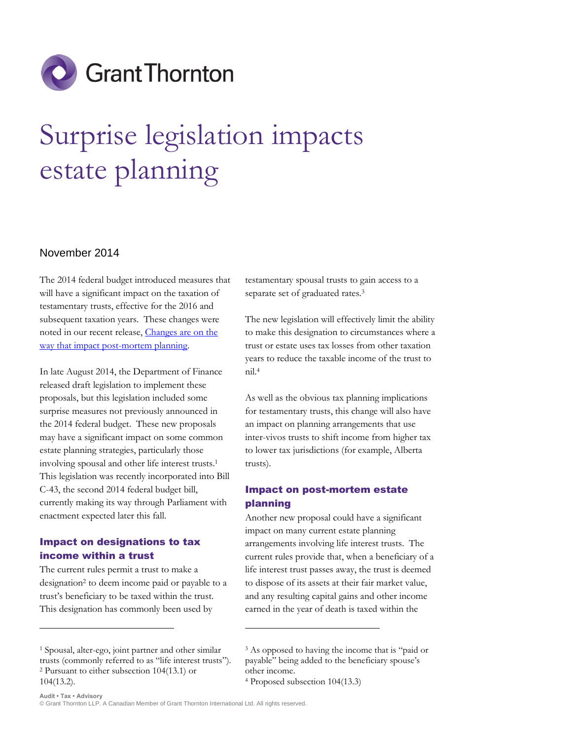# Surprise legislation impacts estate planning

November 2014

The 2014 federal budget introduced measures that will have a significant impact on the taxation of testamentary trusts, effective for the 2016 and subsequent taxation years. These changes were noted in our recent release, [Changes are on the way that impact post-mortem planning](#).

In late August 2014, the Department of Finance released draft legislation to implement these proposals, but this legislation included some surprise measures not previously announced in the 2014 federal budget. These new proposals may have a significant impact on some common estate planning strategies, particularly those involving spousal and other life interest trusts.[1] This legislation was recently incorporated into Bill C-43, the second 2014 federal budget bill, currently making its way through Parliament with enactment expected later this fall.

## Impact on designations to tax income within a trust

The current rules permit a trust to make a designation[2] to deem income paid or payable to a trust's beneficiary to be taxed within the trust. This designation has commonly been used by testamentary spousal trusts to gain access to a separate set of graduated rates.[3]

The new legislation will effectively limit the ability to make this designation to circumstances where a trust or estate uses tax losses from other taxation years to reduce the taxable income of the trust to nil.[4]

As well as the obvious tax planning implications for testamentary trusts, this change will also have an impact on planning arrangements that use inter-vivos trusts to shift income from higher tax to lower tax jurisdictions (for example, Alberta trusts).

## Impact on post-mortem estate planning

Another new proposal could have a significant impact on many current estate planning arrangements involving life interest trusts. The current rules provide that, when a beneficiary of a life interest trust passes away, the trust is deemed to dispose of its assets at their fair market value, and any resulting capital gains and other income earned in the year of death is taxed within the

---

[1] Spousal, alter-ego, joint partner and other similar trusts (commonly referred to as "life interest trusts").

[2] Pursuant to either subsection 104(13.1) or 104(13.2).

[3] As opposed to having the income that is "paid or payable" being added to the beneficiary spouse's other income.

[4] Proposed subsection 104(13.3)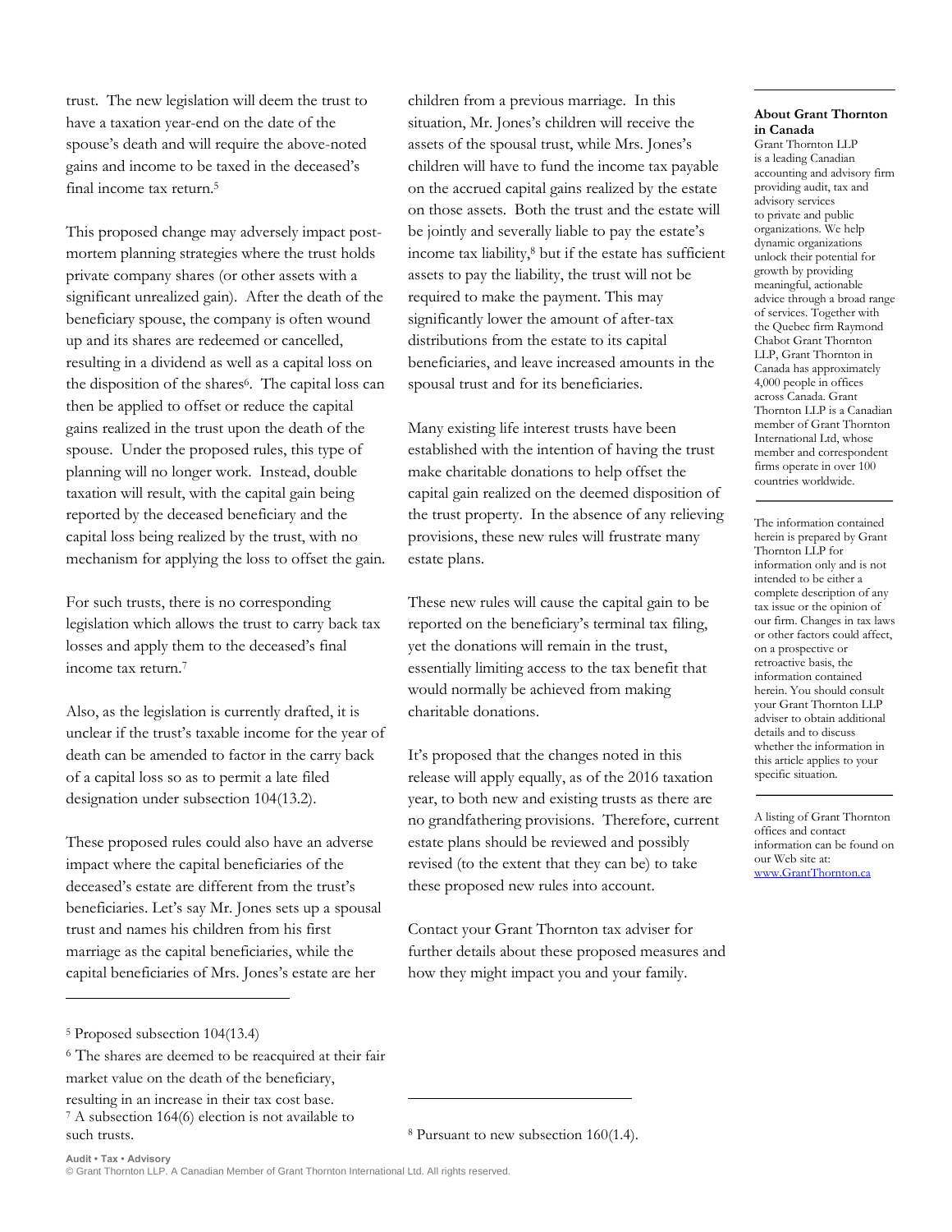trust. The new legislation will deem the trust to have a taxation year-end on the date of the spouse's death and will require the above-noted gains and income to be taxed in the deceased's final income tax return.[5]

This proposed change may adversely impact post-mortem planning strategies where the trust holds private company shares (or other assets with a significant unrealized gain). After the death of the beneficiary spouse, the company is often wound up and its shares are redeemed or cancelled, resulting in a dividend as well as a capital loss on the disposition of the shares[6]. The capital loss can then be applied to offset or reduce the capital gains realized in the trust upon the death of the spouse. Under the proposed rules, this type of planning will no longer work. Instead, double taxation will result, with the capital gain being reported by the deceased beneficiary and the capital loss being realized by the trust, with no mechanism for applying the loss to offset the gain.

For such trusts, there is no corresponding legislation which allows the trust to carry back tax losses and apply them to the deceased's final income tax return.[7]

Also, as the legislation is currently drafted, it is unclear if the trust's taxable income for the year of death can be amended to factor in the carry back of a capital loss so as to permit a late filed designation under subsection 104(13.2).

These proposed rules could also have an adverse impact where the capital beneficiaries of the deceased's estate are different from the trust's beneficiaries. Let's say Mr. Jones sets up a spousal trust and names his children from his first marriage as the capital beneficiaries, while the capital beneficiaries of Mrs. Jones's estate are her children from a previous marriage. In this situation, Mr. Jones's children will receive the assets of the spousal trust, while Mrs. Jones's children will have to fund the income tax payable on the accrued capital gains realized by the estate on those assets. Both the trust and the estate will be jointly and severally liable to pay the estate's income tax liability,[8] but if the estate has sufficient assets to pay the liability, the trust will not be required to make the payment. This may significantly lower the amount of after-tax distributions from the estate to its capital beneficiaries, and leave increased amounts in the spousal trust and for its beneficiaries.

Many existing life interest trusts have been established with the intention of having the trust make charitable donations to help offset the capital gain realized on the deemed disposition of the trust property. In the absence of any relieving provisions, these new rules will frustrate many estate plans.

These new rules will cause the capital gain to be reported on the beneficiary's terminal tax filing, yet the donations will remain in the trust, essentially limiting access to the tax benefit that would normally be achieved from making charitable donations.

It's proposed that the changes noted in this release will apply equally, as of the 2016 taxation year, to both new and existing trusts as there are no grandfathering provisions. Therefore, current estate plans should be reviewed and possibly revised (to the extent that they can be) to take these proposed new rules into account.

Contact your Grant Thornton tax adviser for further details about these proposed measures and how they might impact you and your family.

---

[5] Proposed subsection 104(13.4)

[6] The shares are deemed to be reacquired at their fair market value on the death of the beneficiary, resulting in an increase in their tax cost base.

[7] A subsection 164(6) election is not available to such trusts.

[8] Pursuant to new subsection 160(1.4).

---

**About Grant Thornton in Canada**

Grant Thornton LLP is a leading Canadian accounting and advisory firm providing audit, tax and advisory services to private and public organizations. We help dynamic organizations unlock their potential for growth by providing meaningful, actionable advice through a broad range of services. Together with the Quebec firm Raymond Chabot Grant Thornton LLP, Grant Thornton in Canada has approximately 4,000 people in offices across Canada. Grant Thornton LLP is a Canadian member of Grant Thornton International Ltd, whose member and correspondent firms operate in over 100 countries worldwide.

The information contained herein is prepared by Grant Thornton LLP for information only and is not intended to be either a complete description of any tax issue or the opinion of our firm. Changes in tax laws or other factors could affect, on a prospective or retroactive basis, the information contained herein. You should consult your Grant Thornton LLP adviser to obtain additional details and to discuss whether the information in this article applies to your specific situation.

A listing of Grant Thornton offices and contact information can be found on our Web site at: www.GrantThornton.ca

Audit • Tax • Advisory
© Grant Thornton LLP. A Canadian Member of Grant Thornton International Ltd. All rights reserved.